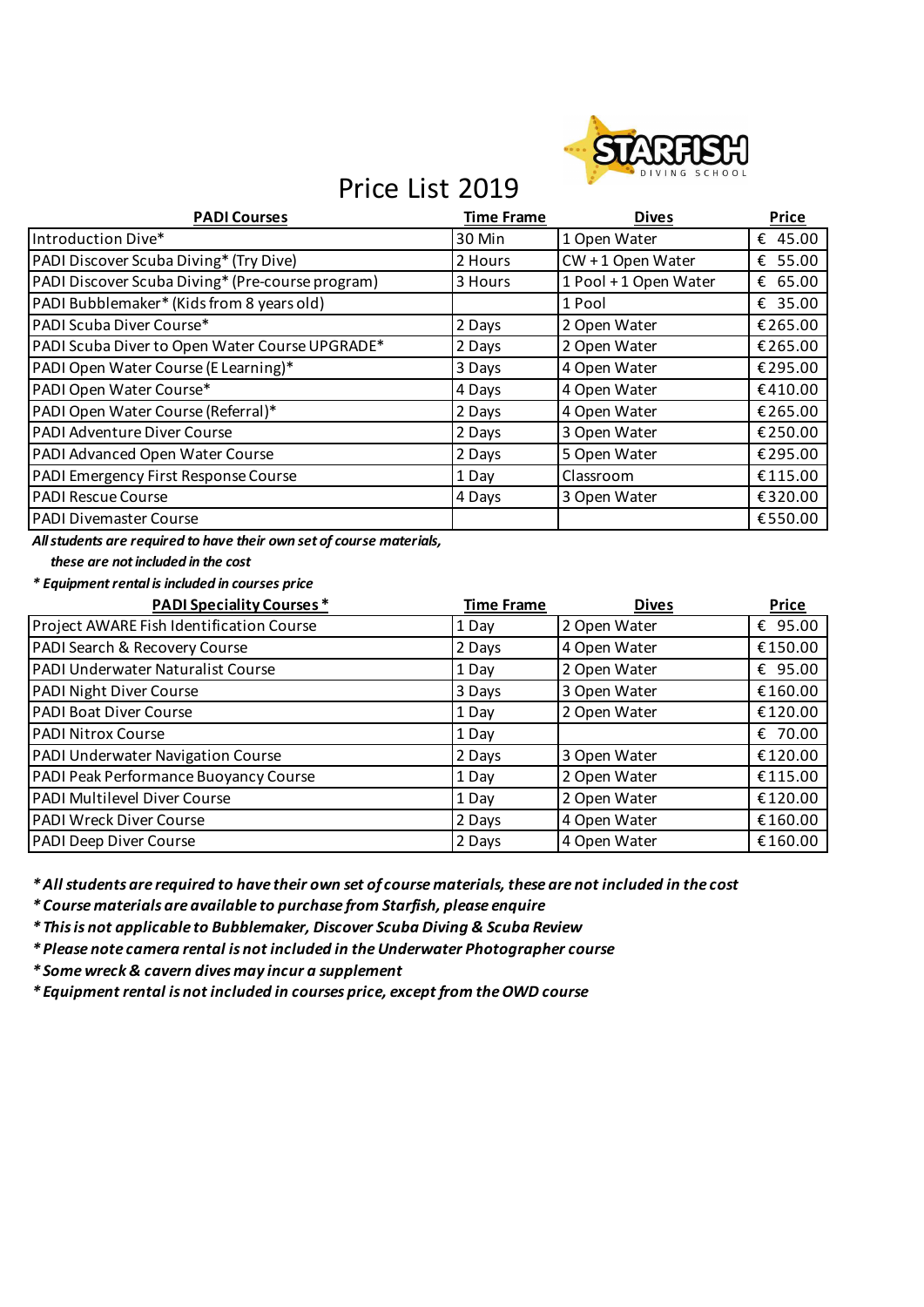STARFISH DIVING SCHOOL

# Price List 2019

| PADI Courses | Time Frame | Dives | Price |
|---|---|---|---|
| Introduction Dive* | 30 Min | 1 Open Water | € 45.00 |
| PADI Discover Scuba Diving* (Try Dive) | 2 Hours | CW + 1 Open Water | € 55.00 |
| PADI Discover Scuba Diving* (Pre-course program) | 3 Hours | 1 Pool + 1 Open Water | € 65.00 |
| PADI Bubblemaker* (Kids from 8 years old) | | 1 Pool | € 35.00 |
| PADI Scuba Diver Course* | 2 Days | 2 Open Water | €265.00 |
| PADI Scuba Diver to Open Water Course UPGRADE* | 2 Days | 2 Open Water | €265.00 |
| PADI Open Water Course (E Learning)* | 3 Days | 4 Open Water | €295.00 |
| PADI Open Water Course* | 4 Days | 4 Open Water | €410.00 |
| PADI Open Water Course (Referral)* | 2 Days | 4 Open Water | €265.00 |
| PADI Adventure Diver Course | 2 Days | 3 Open Water | €250.00 |
| PADI Advanced Open Water Course | 2 Days | 5 Open Water | €295.00 |
| PADI Emergency First Response Course | 1 Day | Classroom | €115.00 |
| PADI Rescue Course | 4 Days | 3 Open Water | €320.00 |
| PADI Divemaster Course | | | €550.00 |

***All students are required to have their own set of course materials, these are not included in the cost***

***\* Equipment rental is included in courses price***

| PADI Speciality Courses * | Time Frame | Dives | Price |
|---|---|---|---|
| Project AWARE Fish Identification Course | 1 Day | 2 Open Water | € 95.00 |
| PADI Search & Recovery Course | 2 Days | 4 Open Water | €150.00 |
| PADI Underwater Naturalist Course | 1 Day | 2 Open Water | € 95.00 |
| PADI Night Diver Course | 3 Days | 3 Open Water | €160.00 |
| PADI Boat Diver Course | 1 Day | 2 Open Water | €120.00 |
| PADI Nitrox Course | 1 Day | | € 70.00 |
| PADI Underwater Navigation Course | 2 Days | 3 Open Water | €120.00 |
| PADI Peak Performance Buoyancy Course | 1 Day | 2 Open Water | €115.00 |
| PADI Multilevel Diver Course | 1 Day | 2 Open Water | €120.00 |
| PADI Wreck Diver Course | 2 Days | 4 Open Water | €160.00 |
| PADI Deep Diver Course | 2 Days | 4 Open Water | €160.00 |

***\* All students are required to have their own set of course materials, these are not included in the cost***

***\* Course materials are available to purchase from Starfish, please enquire***

***\* This is not applicable to Bubblemaker, Discover Scuba Diving & Scuba Review***

***\* Please note camera rental is not included in the Underwater Photographer course***

***\* Some wreck & cavern dives may incur a supplement***

***\* Equipment rental is not included in courses price, except from the OWD course***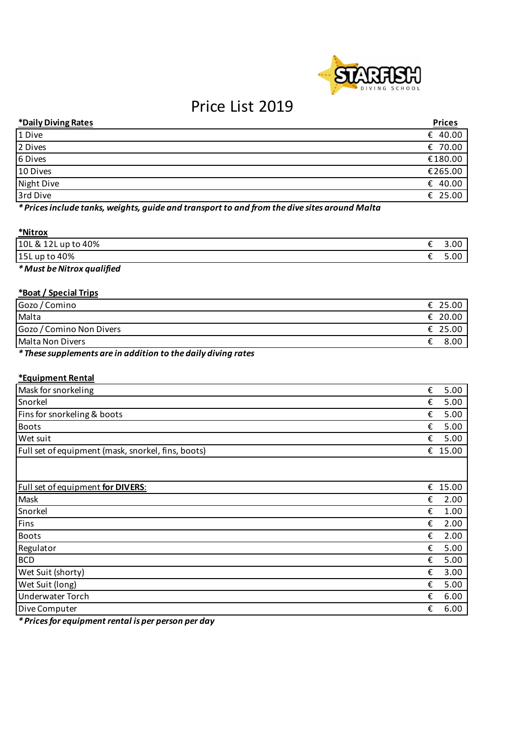STARFISH DIVING SCHOOL

# Price List 2019

| *Daily Diving Rates | Prices |
|---|---|
| 1 Dive | € 40.00 |
| 2 Dives | € 70.00 |
| 6 Dives | €180.00 |
| 10 Dives | €265.00 |
| Night Dive | € 40.00 |
| 3rd Dive | € 25.00 |

***Prices include tanks, weights, guide and transport to and from the dive sites around Malta***

**\*Nitrox**

| | |
|---|---|
| 10L & 12L up to 40% | € 3.00 |
| 15L up to 40% | € 5.00 |

***Must be Nitrox qualified***

**\*Boat / Special Trips**

| | |
|---|---|
| Gozo / Comino | € 25.00 |
| Malta | € 20.00 |
| Gozo / Comino Non Divers | € 25.00 |
| Malta Non Divers | € 8.00 |

***These supplements are in addition to the daily diving rates***

**\*Equipment Rental**

| | |
|---|---|
| Mask for snorkeling | € 5.00 |
| Snorkel | € 5.00 |
| Fins for snorkeling & boots | € 5.00 |
| Boots | € 5.00 |
| Wet suit | € 5.00 |
| Full set of equipment (mask, snorkel, fins, boots) | € 15.00 |
| | |
| Full set of equipment **for DIVERS**: | € 15.00 |
| Mask | € 2.00 |
| Snorkel | € 1.00 |
| Fins | € 2.00 |
| Boots | € 2.00 |
| Regulator | € 5.00 |
| BCD | € 5.00 |
| Wet Suit (shorty) | € 3.00 |
| Wet Suit (long) | € 5.00 |
| Underwater Torch | € 6.00 |
| Dive Computer | € 6.00 |

***Prices for equipment rental is per person per day***